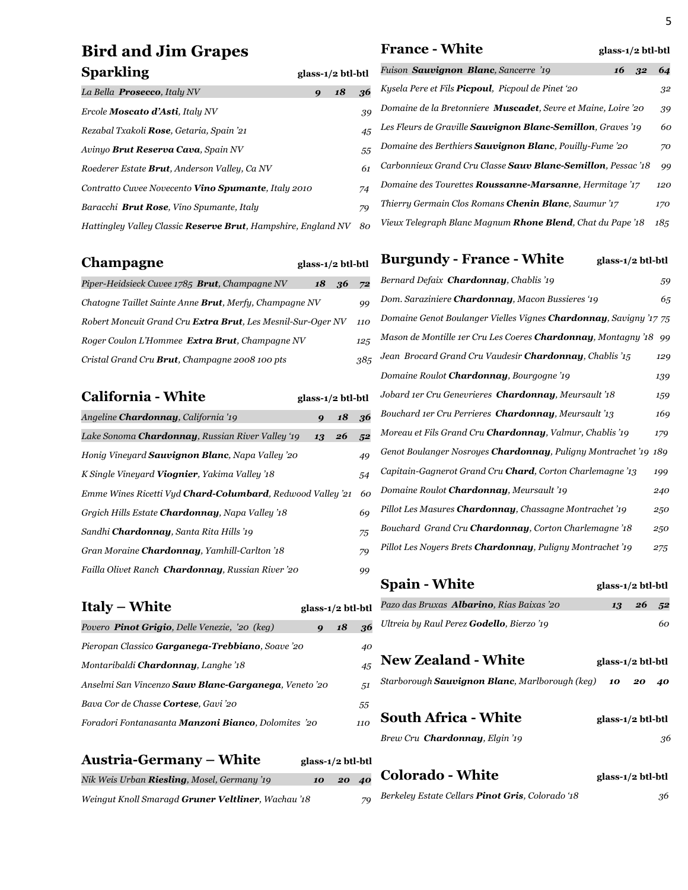# Bird and Jim Grapes

## Sparkling

| Wine | glass | 1/2 btl | btl |
|---|---|---|---|
| *La Bella **Prosecco**, Italy NV* | 9 | 18 | 36 |
| *Ercole **Moscato d'Asti**, Italy NV* | | | 39 |
| *Rezabal Txakoli **Rose**, Getaria, Spain '21* | | | 45 |
| *Avinyo **Brut Reserva Cava**, Spain NV* | | | 55 |
| *Roederer Estate **Brut**, Anderson Valley, Ca NV* | | | 61 |
| *Contratto Cuvee Novecento **Vino Spumante**, Italy 2010* | | | 74 |
| *Baracchi **Brut Rose**, Vino Spumante, Italy* | | | 79 |
| *Hattingley Valley Classic **Reserve Brut**, Hampshire, England NV* | | | 80 |

## Champagne

| Wine | glass | 1/2 btl | btl |
|---|---|---|---|
| *Piper-Heidsieck Cuvee 1785 **Brut**, Champagne NV* | 18 | 36 | 72 |
| *Chatogne Taillet Sainte Anne **Brut**, Merfy, Champagne NV* | | | 99 |
| *Robert Moncuit Grand Cru **Extra Brut**, Les Mesnil-Sur-Oger NV* | | | 110 |
| *Roger Coulon L'Hommee **Extra Brut**, Champagne NV* | | | 125 |
| *Cristal Grand Cru **Brut**, Champagne 2008 100 pts* | | | 385 |

## California - White

| Wine | glass | 1/2 btl | btl |
|---|---|---|---|
| *Angeline **Chardonnay**, California '19* | 9 | 18 | 36 |
| *Lake Sonoma **Chardonnay**, Russian River Valley '19* | 13 | 26 | 52 |
| *Honig Vineyard **Sauvignon Blanc**, Napa Valley '20* | | | 49 |
| *K Single Vineyard **Viognier**, Yakima Valley '18* | | | 54 |
| *Emme Wines Ricetti Vyd **Chard-Columbard**, Redwood Valley '21* | | | 60 |
| *Grgich Hills Estate **Chardonnay**, Napa Valley '18* | | | 69 |
| *Sandhi **Chardonnay**, Santa Rita Hills '19* | | | 75 |
| *Gran Moraine **Chardonnay**, Yamhill-Carlton '18* | | | 79 |
| *Failla Olivet Ranch **Chardonnay**, Russian River '20* | | | 99 |

## Italy – White

| Wine | glass | 1/2 btl | btl |
|---|---|---|---|
| *Povero **Pinot Grigio**, Delle Venezie, '20 (keg)* | 9 | 18 | 36 |
| *Pieropan Classico **Garganega-Trebbiano**, Soave '20* | | | 40 |
| *Montaribaldi **Chardonnay**, Langhe '18* | | | 45 |
| *Anselmi San Vincenzo **Sauv Blanc-Garganega**, Veneto '20* | | | 51 |
| *Bava Cor de Chasse **Cortese**, Gavi '20* | | | 55 |
| *Foradori Fontanasanta **Manzoni Bianco**, Dolomites '20* | | | 110 |

## Austria-Germany – White

| Wine | glass | 1/2 btl | btl |
|---|---|---|---|
| *Nik Weis Urban **Riesling**, Mosel, Germany '19* | 10 | 20 | 40 |
| *Weingut Knoll Smaragd **Gruner Veltliner**, Wachau '18* | | | 79 |

## France - White

| Wine | glass | 1/2 btl | btl |
|---|---|---|---|
| *Fuison **Sauvignon Blanc**, Sancerre '19* | 16 | 32 | 64 |
| *Kysela Pere et Fils **Picpoul**, Picpoul de Pinet '20* | | | 32 |
| *Domaine de la Bretonniere **Muscadet**, Sevre et Maine, Loire '20* | | | 39 |
| *Les Fleurs de Graville **Sauvignon Blanc-Semillon**, Graves '19* | | | 60 |
| *Domaine des Berthiers **Sauvignon Blanc**, Pouilly-Fume '20* | | | 70 |
| *Carbonnieux Grand Cru Classe **Sauv Blanc-Semillon**, Pessac '18* | | | 99 |
| *Domaine des Tourettes **Roussanne-Marsanne**, Hermitage '17* | | | 120 |
| *Thierry Germain Clos Romans **Chenin Blanc**, Saumur '17* | | | 170 |
| *Vieux Telegraph Blanc Magnum **Rhone Blend**, Chat du Pape '18* | | | 185 |

## Burgundy - France - White

| Wine | glass | 1/2 btl | btl |
|---|---|---|---|
| *Bernard Defaix **Chardonnay**, Chablis '19* | | | 59 |
| *Dom. Saraziniere **Chardonnay**, Macon Bussieres '19* | | | 65 |
| *Domaine Genot Boulanger Vielles Vignes **Chardonnay**, Savigny '17* | | | 75 |
| *Mason de Montille 1er Cru Les Coeres **Chardonnay**, Montagny '18* | | | 99 |
| *Jean Brocard Grand Cru Vaudesir **Chardonnay**, Chablis '15* | | | 129 |
| *Domaine Roulot **Chardonnay**, Bourgogne '19* | | | 139 |
| *Jobard 1er Cru Genevrieres **Chardonnay**, Meursault '18* | | | 159 |
| *Bouchard 1er Cru Perrieres **Chardonnay**, Meursault '13* | | | 169 |
| *Moreau et Fils Grand Cru **Chardonnay**, Valmur, Chablis '19* | | | 179 |
| *Genot Boulanger Nosroyes **Chardonnay**, Puligny Montrachet '19* | | | 189 |
| *Capitain-Gagnerot Grand Cru **Chard**, Corton Charlemagne '13* | | | 199 |
| *Domaine Roulot **Chardonnay**, Meursault '19* | | | 240 |
| *Pillot Les Masures **Chardonnay**, Chassagne Montrachet '19* | | | 250 |
| *Bouchard Grand Cru **Chardonnay**, Corton Charlemagne '18* | | | 250 |
| *Pillot Les Noyers Brets **Chardonnay**, Puligny Montrachet '19* | | | 275 |

## Spain - White

| Wine | glass | 1/2 btl | btl |
|---|---|---|---|
| *Pazo das Bruxas **Albarino**, Rias Baixas '20* | 13 | 26 | 52 |
| *Ultreia by Raul Perez **Godello**, Bierzo '19* | | | 60 |

## New Zealand - White

| Wine | glass | 1/2 btl | btl |
|---|---|---|---|
| *Starborough **Sauvignon Blanc**, Marlborough (keg)* | 10 | 20 | 40 |

## South Africa - White

| Wine | glass | 1/2 btl | btl |
|---|---|---|---|
| *Brew Cru **Chardonnay**, Elgin '19* | | | 36 |

## Colorado - White

| Wine | glass | 1/2 btl | btl |
|---|---|---|---|
| *Berkeley Estate Cellars **Pinot Gris**, Colorado '18* | | | 36 |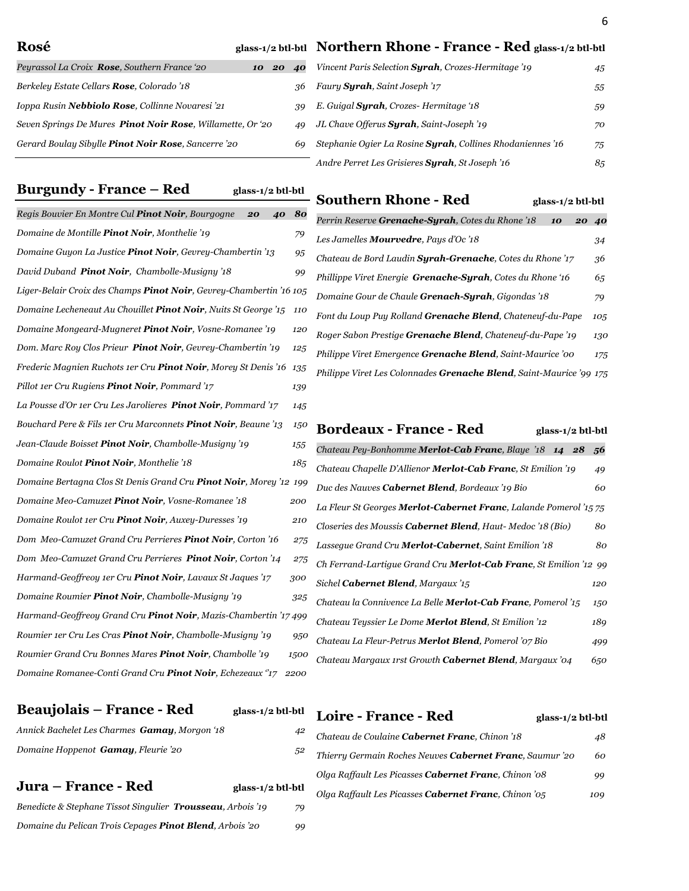## Rosé

| Wine | glass | 1/2 btl | btl |
|---|---|---|---|
| *Peyrassol La Croix **Rose**, Southern France '20* | 10 | 20 | 40 |
| *Berkeley Estate Cellars **Rose**, Colorado '18* | | | 36 |
| *Ioppa Rusin **Nebbiolo Rose**, Collinne Novaresi '21* | | | 39 |
| *Seven Springs De Mures **Pinot Noir Rose**, Willamette, Or '20* | | | 49 |
| *Gerard Boulay Sibylle **Pinot Noir Rose**, Sancerre '20* | | | 69 |

## Burgundy - France – Red

| Wine | glass | 1/2 btl | btl |
|---|---|---|---|
| *Regis Bouvier En Montre Cul **Pinot Noir**, Bourgogne* | 20 | 40 | 80 |
| *Domaine de Montille **Pinot Noir**, Monthelie '19* | | | 79 |
| *Domaine Guyon La Justice **Pinot Noir**, Gevrey-Chambertin '13* | | | 95 |
| *David Duband **Pinot Noir**, Chambolle-Musigny '18* | | | 99 |
| *Liger-Belair Croix des Champs **Pinot Noir**, Gevrey-Chambertin '16* | | | 105 |
| *Domaine Lecheneaut Au Chouillet **Pinot Noir**, Nuits St George '15* | | | 110 |
| *Domaine Mongeard-Mugneret **Pinot Noir**, Vosne-Romanee '19* | | | 120 |
| *Dom. Marc Roy Clos Prieur **Pinot Noir**, Gevrey-Chambertin '19* | | | 125 |
| *Frederic Magnien Ruchots 1er Cru **Pinot Noir**, Morey St Denis '16* | | | 135 |
| *Pillot 1er Cru Rugiens **Pinot Noir**, Pommard '17* | | | 139 |
| *La Pousse d'Or 1er Cru Les Jarolieres **Pinot Noir**, Pommard '17* | | | 145 |
| *Bouchard Pere & Fils 1er Cru Marconnets **Pinot Noir**, Beaune '13* | | | 150 |
| *Jean-Claude Boisset **Pinot Noir**, Chambolle-Musigny '19* | | | 155 |
| *Domaine Roulot **Pinot Noir**, Monthelie '18* | | | 185 |
| *Domaine Bertagna Clos St Denis Grand Cru **Pinot Noir**, Morey '12* | | | 199 |
| *Domaine Meo-Camuzet **Pinot Noir**, Vosne-Romanee '18* | | | 200 |
| *Domaine Roulot 1er Cru **Pinot Noir**, Auxey-Duresses '19* | | | 210 |
| *Dom Meo-Camuzet Grand Cru Perrieres **Pinot Noir**, Corton '16* | | | 275 |
| *Dom Meo-Camuzet Grand Cru Perrieres **Pinot Noir**, Corton '14* | | | 275 |
| *Harmand-Geoffreoy 1er Cru **Pinot Noir**, Lavaux St Jaques '17* | | | 300 |
| *Domaine Roumier **Pinot Noir**, Chambolle-Musigny '19* | | | 325 |
| *Harmand-Geoffreoy Grand Cru **Pinot Noir**, Mazis-Chambertin '17* | | | 499 |
| *Roumier 1er Cru Les Cras **Pinot Noir**, Chambolle-Musigny '19* | | | 950 |
| *Roumier Grand Cru Bonnes Mares **Pinot Noir**, Chambolle '19* | | | 1500 |
| *Domaine Romanee-Conti Grand Cru **Pinot Noir**, Echezeaux ''17* | | | 2200 |

## Beaujolais – France - Red

| Wine | glass | 1/2 btl | btl |
|---|---|---|---|
| *Annick Bachelet Les Charmes **Gamay**, Morgon '18* | | | 42 |
| *Domaine Hoppenot **Gamay**, Fleurie '20* | | | 52 |

## Jura – France - Red

| Wine | glass | 1/2 btl | btl |
|---|---|---|---|
| *Benedicte & Stephane Tissot Singulier **Trousseau**, Arbois '19* | | | 79 |
| *Domaine du Pelican Trois Cepages **Pinot Blend**, Arbois '20* | | | 99 |

## Northern Rhone - France - Red

| Wine | glass | 1/2 btl | btl |
|---|---|---|---|
| *Vincent Paris Selection **Syrah**, Crozes-Hermitage '19* | | | 45 |
| *Faury **Syrah**, Saint Joseph '17* | | | 55 |
| *E. Guigal **Syrah**, Crozes- Hermitage '18* | | | 59 |
| *JL Chave Offerus **Syrah**, Saint-Joseph '19* | | | 70 |
| *Stephanie Ogier La Rosine **Syrah**, Collines Rhodaniennes '16* | | | 75 |
| *Andre Perret Les Grisieres **Syrah**, St Joseph '16* | | | 85 |

## Southern Rhone - Red

| Wine | glass | 1/2 btl | btl |
|---|---|---|---|
| *Perrin Reserve **Grenache-Syrah**, Cotes du Rhone '18* | 10 | 20 | 40 |
| *Les Jamelles **Mourvedre**, Pays d'Oc '18* | | | 34 |
| *Chateau de Bord Laudin **Syrah-Grenache**, Cotes du Rhone '17* | | | 36 |
| *Phillippe Viret Energie **Grenache-Syrah**, Cotes du Rhone '16* | | | 65 |
| *Domaine Gour de Chaule **Grenach-Syrah**, Gigondas '18* | | | 79 |
| *Font du Loup Puy Rolland **Grenache Blend**, Chateneuf-du-Pape* | | | 105 |
| *Roger Sabon Prestige **Grenache Blend**, Chateneuf-du-Pape '19* | | | 130 |
| *Philippe Viret Emergence **Grenache Blend**, Saint-Maurice '00* | | | 175 |
| *Philippe Viret Les Colonnades **Grenache Blend**, Saint-Maurice '99* | | | 175 |

## Bordeaux - France - Red

| Wine | glass | 1/2 btl | btl |
|---|---|---|---|
| *Chateau Pey-Bonhomme **Merlot-Cab Franc**, Blaye '18* | 14 | 28 | 56 |
| *Chateau Chapelle D'Allienor **Merlot-Cab Franc**, St Emilion '19* | | | 49 |
| *Duc des Nauves **Cabernet Blend**, Bordeaux '19 Bio* | | | 60 |
| *La Fleur St Georges **Merlot-Cabernet Franc**, Lalande Pomerol '15* | | | 75 |
| *Closeries des Moussis **Cabernet Blend**, Haut- Medoc '18 (Bio)* | | | 80 |
| *Lassegue Grand Cru **Merlot-Cabernet**, Saint Emilion '18* | | | 80 |
| *Ch Ferrand-Lartigue Grand Cru **Merlot-Cab Franc**, St Emilion '12* | | | 99 |
| *Sichel **Cabernet Blend**, Margaux '15* | | | 120 |
| *Chateau la Connivence La Belle **Merlot-Cab Franc**, Pomerol '15* | | | 150 |
| *Chateau Teyssier Le Dome **Merlot Blend**, St Emilion '12* | | | 189 |
| *Chateau La Fleur-Petrus **Merlot Blend**, Pomerol '07 Bio* | | | 499 |
| *Chateau Margaux 1rst Growth **Cabernet Blend**, Margaux '04* | | | 650 |

## Loire - France - Red

| Wine | glass | 1/2 btl | btl |
|---|---|---|---|
| *Chateau de Coulaine **Cabernet Franc**, Chinon '18* | | | 48 |
| *Thierry Germain Roches Neuves **Cabernet Franc**, Saumur '20* | | | 60 |
| *Olga Raffault Les Picasses **Cabernet Franc**, Chinon '08* | | | 99 |
| *Olga Raffault Les Picasses **Cabernet Franc**, Chinon '05* | | | 109 |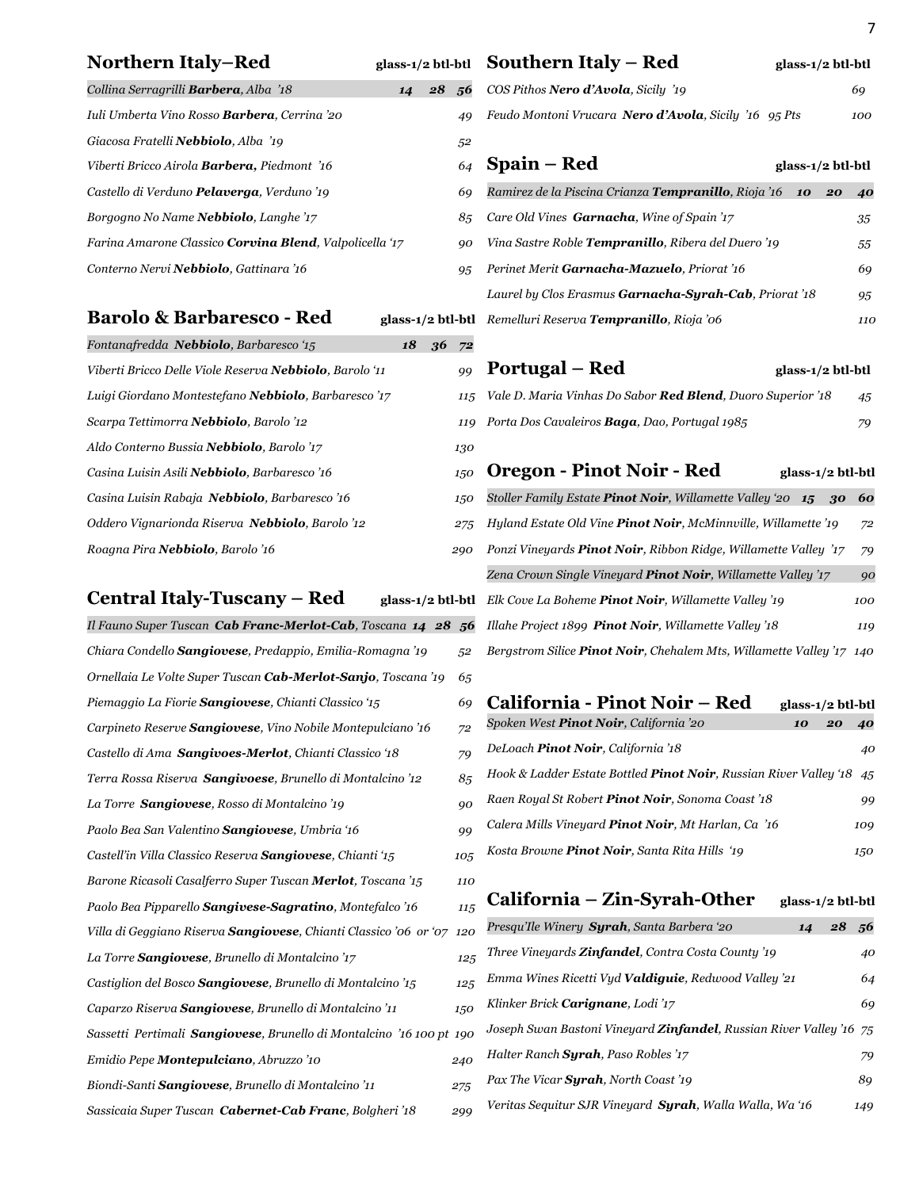## Northern Italy–Red

| Wine | glass | 1/2 btl | btl |
|---|---|---|---|
| *Collina Serragrilli **Barbera**, Alba '18* | 14 | 28 | 56 |
| *Iuli Umberta Vino Rosso **Barbera**, Cerrina '20* | | | 49 |
| *Giacosa Fratelli **Nebbiolo**, Alba '19* | | | 52 |
| *Viberti Bricco Airola **Barbera,** Piedmont '16* | | | 64 |
| *Castello di Verduno **Pelaverga**, Verduno '19* | | | 69 |
| *Borgogno No Name **Nebbiolo**, Langhe '17* | | | 85 |
| *Farina Amarone Classico **Corvina Blend**, Valpolicella '17* | | | 90 |
| *Conterno Nervi **Nebbiolo**, Gattinara '16* | | | 95 |

## Barolo & Barbaresco - Red

| Wine | glass | 1/2 btl | btl |
|---|---|---|---|
| *Fontanafredda **Nebbiolo**, Barbaresco '15* | 18 | 36 | 72 |
| *Viberti Bricco Delle Viole Reserva **Nebbiolo**, Barolo '11* | | | 99 |
| *Luigi Giordano Montestefano **Nebbiolo**, Barbaresco '17* | | | 115 |
| *Scarpa Tettimorra **Nebbiolo**, Barolo '12* | | | 119 |
| *Aldo Conterno Bussia **Nebbiolo**, Barolo '17* | | | 130 |
| *Casina Luisin Asili **Nebbiolo**, Barbaresco '16* | | | 150 |
| *Casina Luisin Rabaja **Nebbiolo**, Barbaresco '16* | | | 150 |
| *Oddero Vignarionda Riserva **Nebbiolo**, Barolo '12* | | | 275 |
| *Roagna Pira **Nebbiolo**, Barolo '16* | | | 290 |

## Central Italy-Tuscany – Red

| Wine | glass | 1/2 btl | btl |
|---|---|---|---|
| *Il Fauno Super Tuscan **Cab Franc-Merlot-Cab**, Toscana* | 14 | 28 | 56 |
| *Chiara Condello **Sangiovese**, Predappio, Emilia-Romagna '19* | | | 52 |
| *Ornellaia Le Volte Super Tuscan **Cab-Merlot-Sanjo**, Toscana '19* | | | 65 |
| *Piemaggio La Fiorie **Sangiovese**, Chianti Classico '15* | | | 69 |
| *Carpineto Reserve **Sangiovese**, Vino Nobile Montepulciano '16* | | | 72 |
| *Castello di Ama **Sangivoes-Merlot**, Chianti Classico '18* | | | 79 |
| *Terra Rossa Riserva **Sangivoese**, Brunello di Montalcino '12* | | | 85 |
| *La Torre **Sangiovese**, Rosso di Montalcino '19* | | | 90 |
| *Paolo Bea San Valentino **Sangiovese**, Umbria '16* | | | 99 |
| *Castell'in Villa Classico Reserva **Sangiovese**, Chianti '15* | | | 105 |
| *Barone Ricasoli Casalferro Super Tuscan **Merlot**, Toscana '15* | | | 110 |
| *Paolo Bea Pipparello **Sangivese-Sagratino**, Montefalco '16* | | | 115 |
| *Villa di Geggiano Riserva **Sangiovese**, Chianti Classico '06 or '07* | | | 120 |
| *La Torre **Sangiovese**, Brunello di Montalcino '17* | | | 125 |
| *Castiglion del Bosco **Sangiovese**, Brunello di Montalcino '15* | | | 125 |
| *Caparzo Riserva **Sangiovese**, Brunello di Montalcino '11* | | | 150 |
| *Sassetti Pertimali **Sangiovese**, Brunello di Montalcino '16 100 pt* | | | 190 |
| *Emidio Pepe **Montepulciano**, Abruzzo '10* | | | 240 |
| *Biondi-Santi **Sangiovese**, Brunello di Montalcino '11* | | | 275 |
| *Sassicaia Super Tuscan **Cabernet-Cab Franc**, Bolgheri '18* | | | 299 |

## Southern Italy – Red

| Wine | glass | 1/2 btl | btl |
|---|---|---|---|
| *COS Pithos **Nero d'Avola**, Sicily '19* | | | 69 |
| *Feudo Montoni Vrucara **Nero d'Avola**, Sicily '16 95 Pts* | | | 100 |

## Spain – Red

| Wine | glass | 1/2 btl | btl |
|---|---|---|---|
| *Ramirez de la Piscina Crianza **Tempranillo**, Rioja '16* | 10 | 20 | 40 |
| *Care Old Vines **Garnacha**, Wine of Spain '17* | | | 35 |
| *Vina Sastre Roble **Tempranillo**, Ribera del Duero '19* | | | 55 |
| *Perinet Merit **Garnacha-Mazuelo**, Priorat '16* | | | 69 |
| *Laurel by Clos Erasmus **Garnacha-Syrah-Cab**, Priorat '18* | | | 95 |
| *Remelluri Reserva **Tempranillo**, Rioja '06* | | | 110 |

## Portugal – Red

| Wine | glass | 1/2 btl | btl |
|---|---|---|---|
| *Vale D. Maria Vinhas Do Sabor **Red Blend**, Duoro Superior '18* | | | 45 |
| *Porta Dos Cavaleiros **Baga**, Dao, Portugal 1985* | | | 79 |

## Oregon - Pinot Noir - Red

| Wine | glass | 1/2 btl | btl |
|---|---|---|---|
| *Stoller Family Estate **Pinot Noir**, Willamette Valley '20* | 15 | 30 | 60 |
| *Hyland Estate Old Vine **Pinot Noir**, McMinnville, Willamette '19* | | | 72 |
| *Ponzi Vineyards **Pinot Noir**, Ribbon Ridge, Willamette Valley '17* | | | 79 |
| *Zena Crown Single Vineyard **Pinot Noir**, Willamette Valley '17* | | | 90 |
| *Elk Cove La Boheme **Pinot Noir**, Willamette Valley '19* | | | 100 |
| *Illahe Project 1899 **Pinot Noir**, Willamette Valley '18* | | | 119 |
| *Bergstrom Silice **Pinot Noir**, Chehalem Mts, Willamette Valley '17* | | | 140 |

## California - Pinot Noir – Red

| Wine | glass | 1/2 btl | btl |
|---|---|---|---|
| *Spoken West **Pinot Noir**, California '20* | 10 | 20 | 40 |
| *DeLoach **Pinot Noir**, California '18* | | | 40 |
| *Hook & Ladder Estate Bottled **Pinot Noir**, Russian River Valley '18* | | | 45 |
| *Raen Royal St Robert **Pinot Noir**, Sonoma Coast '18* | | | 99 |
| *Calera Mills Vineyard **Pinot Noir**, Mt Harlan, Ca '16* | | | 109 |
| *Kosta Browne **Pinot Noir**, Santa Rita Hills '19* | | | 150 |

## California – Zin-Syrah-Other

| Wine | glass | 1/2 btl | btl |
|---|---|---|---|
| *Presqu'Ile Winery **Syrah**, Santa Barbera '20* | 14 | 28 | 56 |
| *Three Vineyards **Zinfandel**, Contra Costa County '19* | | | 40 |
| *Emma Wines Ricetti Vyd **Valdiguie**, Redwood Valley '21* | | | 64 |
| *Klinker Brick **Carignane**, Lodi '17* | | | 69 |
| *Joseph Swan Bastoni Vineyard **Zinfandel**, Russian River Valley '16* | | | 75 |
| *Halter Ranch **Syrah**, Paso Robles '17* | | | 79 |
| *Pax The Vicar **Syrah**, North Coast '19* | | | 89 |
| *Veritas Sequitur SJR Vineyard **Syrah**, Walla Walla, Wa '16* | | | 149 |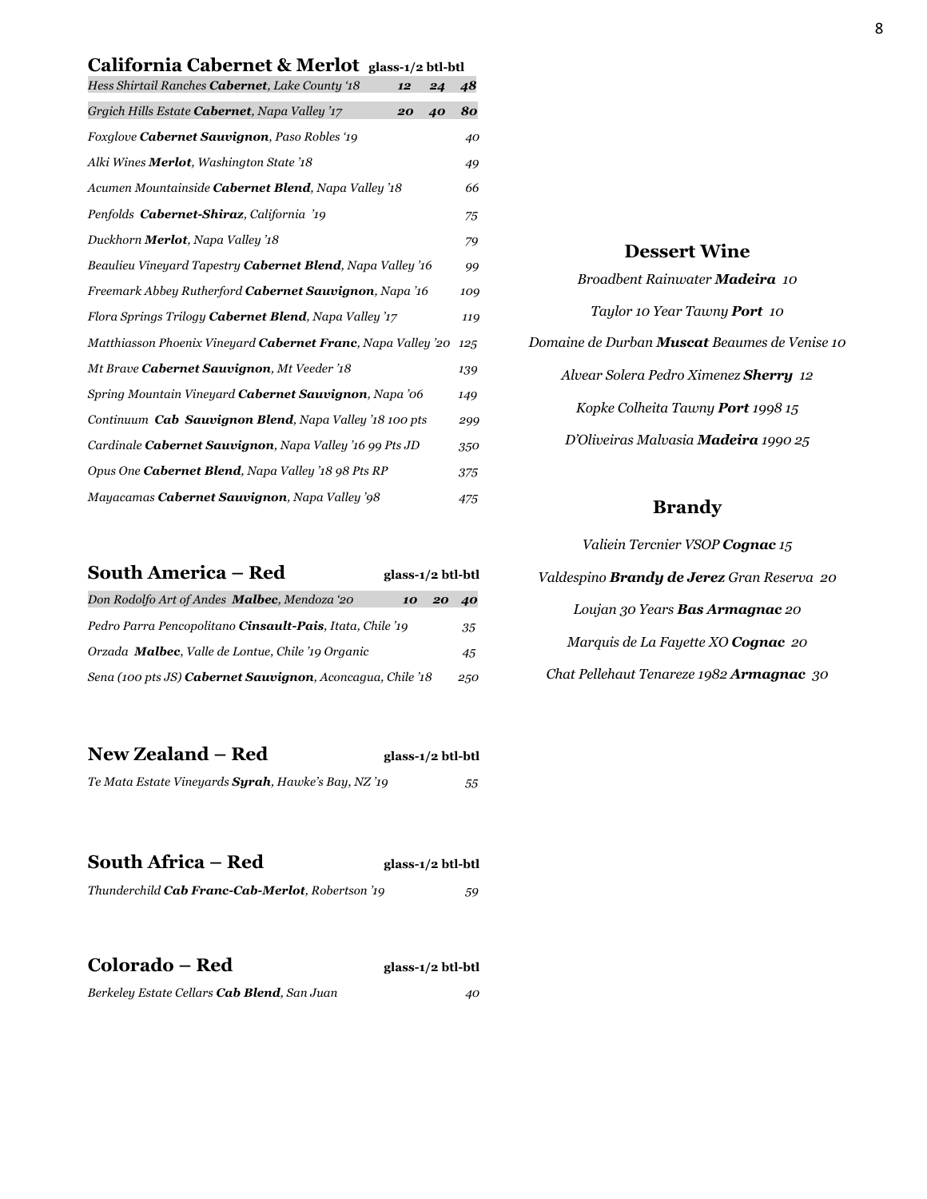## California Cabernet & Merlot

| Wine | glass | 1/2 btl | btl |
|---|---|---|---|
| *Hess Shirtail Ranches **Cabernet**, Lake County '18* | *12* | *24* | *48* |
| *Grgich Hills Estate **Cabernet**, Napa Valley '17* | *20* | *40* | *80* |
| *Foxglove **Cabernet Sauvignon**, Paso Robles '19* | | | *40* |
| *Alki Wines **Merlot**, Washington State '18* | | | *49* |
| *Acumen Mountainside **Cabernet Blend**, Napa Valley '18* | | | *66* |
| *Penfolds **Cabernet-Shiraz**, California '19* | | | *75* |
| *Duckhorn **Merlot**, Napa Valley '18* | | | *79* |
| *Beaulieu Vineyard Tapestry **Cabernet Blend**, Napa Valley '16* | | | *99* |
| *Freemark Abbey Rutherford **Cabernet Sauvignon**, Napa '16* | | | *109* |
| *Flora Springs Trilogy **Cabernet Blend**, Napa Valley '17* | | | *119* |
| *Matthiasson Phoenix Vineyard **Cabernet Franc**, Napa Valley '20* | | | *125* |
| *Mt Brave **Cabernet Sauvignon**, Mt Veeder '18* | | | *139* |
| *Spring Mountain Vineyard **Cabernet Sauvignon**, Napa '06* | | | *149* |
| *Continuum **Cab Sauvignon Blend**, Napa Valley '18 100 pts* | | | *299* |
| *Cardinale **Cabernet Sauvignon**, Napa Valley '16 99 Pts JD* | | | *350* |
| *Opus One **Cabernet Blend**, Napa Valley '18 98 Pts RP* | | | *375* |
| *Mayacamas **Cabernet Sauvignon**, Napa Valley '98* | | | *475* |

## South America – Red

| Wine | glass | 1/2 btl | btl |
|---|---|---|---|
| *Don Rodolfo Art of Andes **Malbec**, Mendoza '20* | *10* | *20* | *40* |
| *Pedro Parra Pencopolitano **Cinsault-Pais**, Itata, Chile '19* | | | *35* |
| *Orzada **Malbec**, Valle de Lontue, Chile '19 Organic* | | | *45* |
| *Sena (100 pts JS) **Cabernet Sauvignon**, Aconcagua, Chile '18* | | | *250* |

## New Zealand – Red

| Wine | glass | 1/2 btl | btl |
|---|---|---|---|
| *Te Mata Estate Vineyards **Syrah**, Hawke's Bay, NZ '19* | | | *55* |

## South Africa – Red

| Wine | glass | 1/2 btl | btl |
|---|---|---|---|
| *Thunderchild **Cab Franc-Cab-Merlot**, Robertson '19* | | | *59* |

## Colorado – Red

| Wine | glass | 1/2 btl | btl |
|---|---|---|---|
| *Berkeley Estate Cellars **Cab Blend**, San Juan* | | | *40* |

## Dessert Wine

*Broadbent Rainwater **Madeira** 10*

*Taylor 10 Year Tawny **Port** 10*

*Domaine de Durban **Muscat** Beaumes de Venise 10*

*Alvear Solera Pedro Ximenez **Sherry** 12*

*Kopke Colheita Tawny **Port** 1998 15*

*D'Oliveiras Malvasia **Madeira** 1990 25*

## Brandy

*Valiein Tercnier VSOP **Cognac** 15*

*Valdespino **Brandy de Jerez** Gran Reserva 20*

*Loujan 30 Years **Bas Armagnac** 20*

*Marquis de La Fayette XO **Cognac** 20*

*Chat Pellehaut Tenareze 1982 **Armagnac** 30*